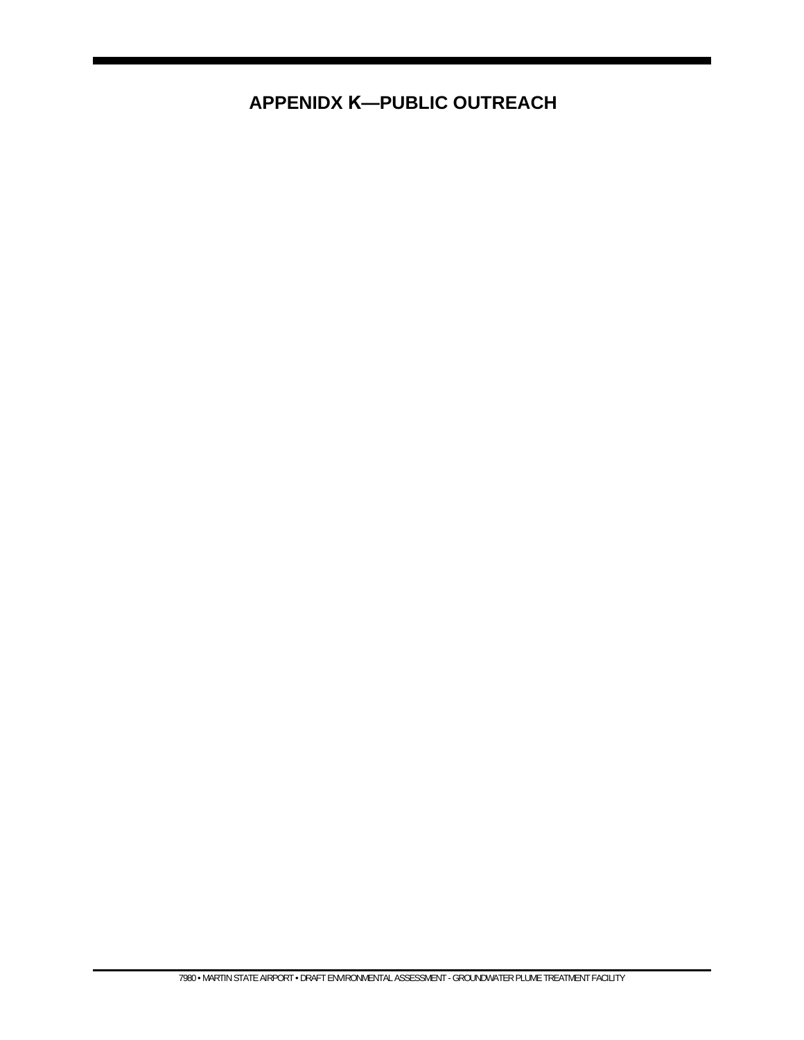# APPENIDX K—PUBLIC OUTREACH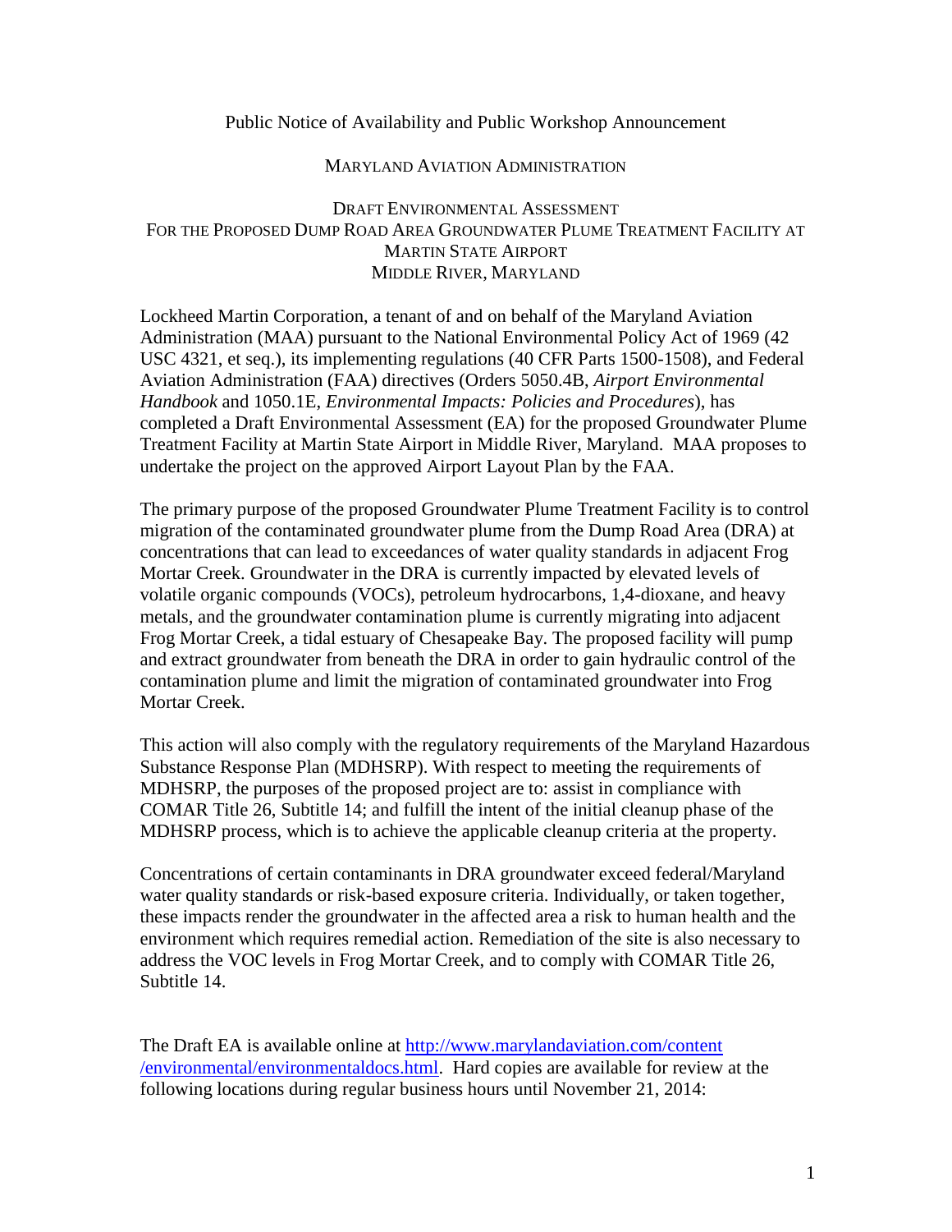Public Notice of Availability and Public Workshop Announcement

MARYLAND AVIATION ADMINISTRATION

DRAFT ENVIRONMENTAL ASSESSMENT
FOR THE PROPOSED DUMP ROAD AREA GROUNDWATER PLUME TREATMENT FACILITY AT MARTIN STATE AIRPORT
MIDDLE RIVER, MARYLAND

Lockheed Martin Corporation, a tenant of and on behalf of the Maryland Aviation Administration (MAA) pursuant to the National Environmental Policy Act of 1969 (42 USC 4321, et seq.), its implementing regulations (40 CFR Parts 1500-1508), and Federal Aviation Administration (FAA) directives (Orders 5050.4B, *Airport Environmental Handbook* and 1050.1E, *Environmental Impacts: Policies and Procedures*), has completed a Draft Environmental Assessment (EA) for the proposed Groundwater Plume Treatment Facility at Martin State Airport in Middle River, Maryland. MAA proposes to undertake the project on the approved Airport Layout Plan by the FAA.

The primary purpose of the proposed Groundwater Plume Treatment Facility is to control migration of the contaminated groundwater plume from the Dump Road Area (DRA) at concentrations that can lead to exceedances of water quality standards in adjacent Frog Mortar Creek. Groundwater in the DRA is currently impacted by elevated levels of volatile organic compounds (VOCs), petroleum hydrocarbons, 1,4-dioxane, and heavy metals, and the groundwater contamination plume is currently migrating into adjacent Frog Mortar Creek, a tidal estuary of Chesapeake Bay. The proposed facility will pump and extract groundwater from beneath the DRA in order to gain hydraulic control of the contamination plume and limit the migration of contaminated groundwater into Frog Mortar Creek.

This action will also comply with the regulatory requirements of the Maryland Hazardous Substance Response Plan (MDHSRP). With respect to meeting the requirements of MDHSRP, the purposes of the proposed project are to: assist in compliance with COMAR Title 26, Subtitle 14; and fulfill the intent of the initial cleanup phase of the MDHSRP process, which is to achieve the applicable cleanup criteria at the property.

Concentrations of certain contaminants in DRA groundwater exceed federal/Maryland water quality standards or risk-based exposure criteria. Individually, or taken together, these impacts render the groundwater in the affected area a risk to human health and the environment which requires remedial action. Remediation of the site is also necessary to address the VOC levels in Frog Mortar Creek, and to comply with COMAR Title 26, Subtitle 14.

The Draft EA is available online at [http://www.marylandaviation.com/content/environmental/environmentaldocs.html](http://www.marylandaviation.com/content/environmental/environmentaldocs.html). Hard copies are available for review at the following locations during regular business hours until November 21, 2014: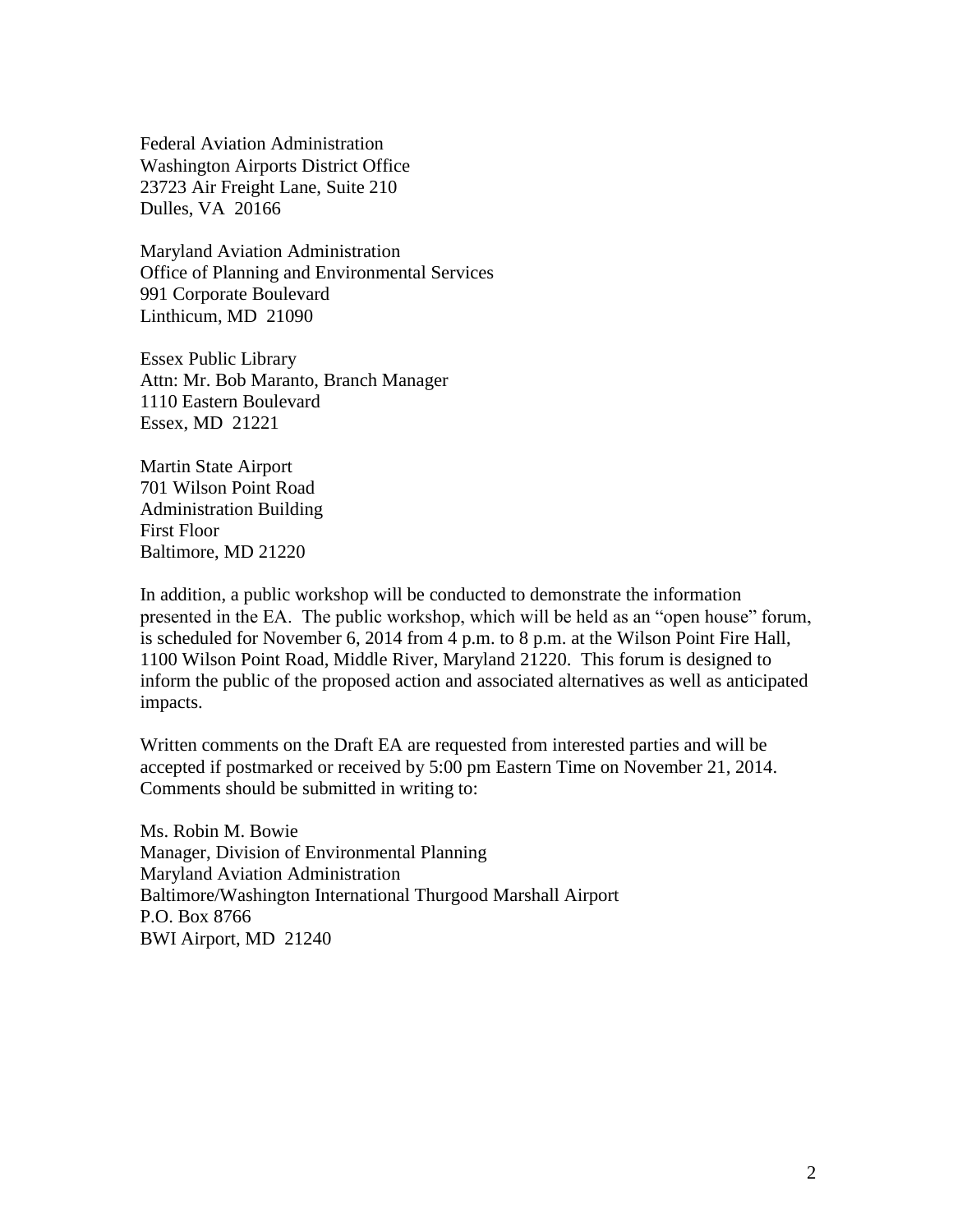Federal Aviation Administration
Washington Airports District Office
23723 Air Freight Lane, Suite 210
Dulles, VA 20166

Maryland Aviation Administration
Office of Planning and Environmental Services
991 Corporate Boulevard
Linthicum, MD 21090

Essex Public Library
Attn: Mr. Bob Maranto, Branch Manager
1110 Eastern Boulevard
Essex, MD 21221

Martin State Airport
701 Wilson Point Road
Administration Building
First Floor
Baltimore, MD 21220

In addition, a public workshop will be conducted to demonstrate the information presented in the EA. The public workshop, which will be held as an "open house" forum, is scheduled for November 6, 2014 from 4 p.m. to 8 p.m. at the Wilson Point Fire Hall, 1100 Wilson Point Road, Middle River, Maryland 21220. This forum is designed to inform the public of the proposed action and associated alternatives as well as anticipated impacts.

Written comments on the Draft EA are requested from interested parties and will be accepted if postmarked or received by 5:00 pm Eastern Time on November 21, 2014. Comments should be submitted in writing to:

Ms. Robin M. Bowie
Manager, Division of Environmental Planning
Maryland Aviation Administration
Baltimore/Washington International Thurgood Marshall Airport
P.O. Box 8766
BWI Airport, MD 21240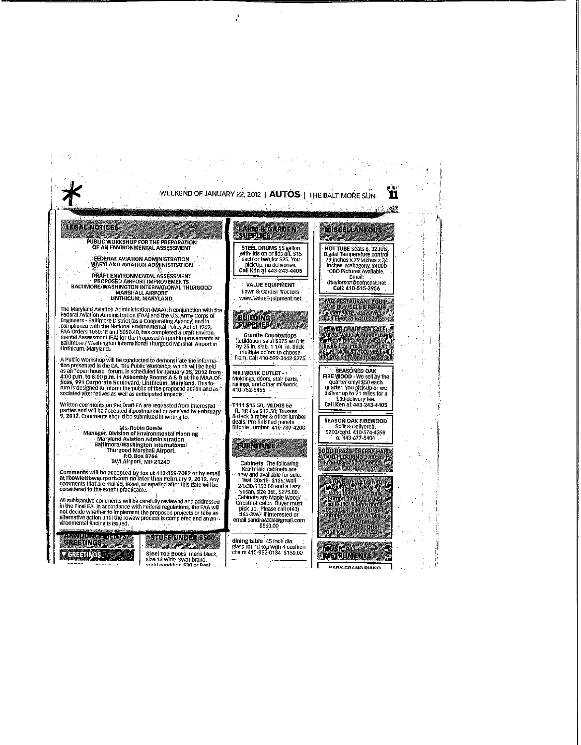## LEGAL NOTICES

**PUBLIC WORKSHOP FOR THE PREPARATION OF AN ENVIRONMENTAL ASSESSMENT**

**FEDERAL AVIATION ADMINISTRATION**
**MARYLAND AVIATION ADMINISTRATION**

**DRAFT ENVIRONMENTAL ASSESSMENT**
**PROPOSED AIRPORT IMPROVEMENTS**
**BALTIMORE/WASHINGTON INTERNATIONAL THURGOOD MARSHALL AIRPORT**
**LINTHICUM, MARYLAND**

The Maryland Aviation Administration (MAA) in conjunction with the Federal Aviation Administration (FAA) and the U.S. Army Corps of Engineers - Baltimore District (as a Cooperating Agency) and in compliance with the National Environmental Policy Act of 1969, FAA Orders 1050.1E and 5050.4B, has completed a Draft Environmental Assessment (EA) for the Proposed Airport Improvements at Baltimore / Washington International Thurgood Marshall Airport in Linthicum, Maryland.

A Public Workshop will be conducted to demonstrate the information presented in the EA. The Public Workshop, which will be held as an "open house" forum, is scheduled for January 25, 2012 from 4:00 p.m. to 8:00 p.m. in Assembly Rooms A & B at the MAA Offices, 991 Corporate Boulevard, Linthicum, Maryland. This forum is designed to inform the public of the proposed action and associated alternatives as well as anticipated impacts.

Written comments on the Draft EA are requested from interested parties and will be accepted if postmarked or received by February 9, 2012. Comments should be submitted in writing to:

Ms. Robin Bowie
Manager, Division of Environmental Planning
Maryland Aviation Administration
Baltimore/Washington International
Thurgood Marshall Airport
P.O. Box 8766
BWI Airport, MD 21240

Comments will be accepted by fax at 410-859-7082 or by email at rbowie@bwiairport.com no later than February 9, 2012. Any comments that are mailed, faxed, or emailed after this date will be considered to the extent practicable.

All substantive comments will be carefully reviewed and addressed in the Final EA. In accordance with Federal regulations, the FAA will not decide whether to implement the proposed projects or take an alternative action until the review process is completed and an environmental finding is issued.

## ANNOUNCEMENTS/ GREETINGS

## GREETINGS

## STUFF UNDER $500

**Steel Toe Boots** mens black, size 13 wide, Swat brand, good condition $30 or Best

## FARM & GARDEN SUPPLIES

**STEEL DRUMS** 55 gallon with lids on or lids off. $15 each or two for $25. You pick up, no deliveries. Call Ken at 443-243-4405

**VALUE EQUIPMENT**
Lawn & Garden Tractors
www.ValueEquipment.net

## BUILDING SUPPLIES

**Granite Countertops** liquidation sale! $275 an 8 ft by 25 in. slab. 1 1/4 in. thick multiple colors to choose from. Call 410-599-3442 $275

**MILLWORK OUTLET** - Moldings, doors, stair parts, railings, and other millwork. 410-752-6455

T111 $15.50, MLDGS 5¢ ft, RR ties $12.50; Trusses & deck lumber & other lumber deals. Pre finished panels. Ritchie Lumber 410-789-4200

## FURNITURE

**Cabinets** The following Kraftmaid cabinets are new and available for sale: Wall 30x18- $135; Wall 24x30-$150.00 and a Lazy Susan, size 36L, $275.00. Cabinets are Maple Wood/ Chestnut color. Buyer must pick up. Please call (443) 465-3967 if interested or email sandra6336@gmail.com $560.00

**dining table** 45 inch dia. glass round top with 4 cushion chairs 410-952-0134 $150.00

## MISCELLANEOUS

**HOT TUBE** Seats 6, 32 Jets, Digital Temperature control, 79 inches x 79 inches x 34 inches. Mahagony. $4000 OBO Pictures Available. Email: dtaylorson@comcast.net Call: 410-615-3956

**MIZ RESTAURANT EQUIP** WE BUY/SELL & REPAIR Chan Kam 7 Days/Wk 3201 Fleet St. 410-276-6572

**POWER CHAIR FOR SALE!!** ★Great Value!★ Never used! Perfect gift for your loved one! Incl's Leg lifts & more! Paid $5000, NOW $1700. Must sell! 410.903.9117 or 410.962.1359

**SEASONED OAK FIRE WOOD** - We sell by the quarter only! $50 each quarter. You pick-up or we deliver up to 21 miles for a $30 delivery fee. Call Ken at 443-243-4405

**SEASON OAK FIREWOOD** Split & Delivered. $200/cord. 410-574-4398 or 443-677-5404

**SOLID BRAZIL CHERRY HARD WOOD FLOORING** 2500 sq. ft. never used. $2.75 per sq. ft. Call 301-860-1180

**STOVE PELLET** Envirо Maxx Model. Very Good Condition. Only 2 tons burned through it. Best suited for a large home because it heats up well. Complete set up w/ piping & safety pad. $2600 or Best Offer. Call Ken 443-243-4405

## MUSICAL INSTRUMENTS

BABY GRAND PIANO